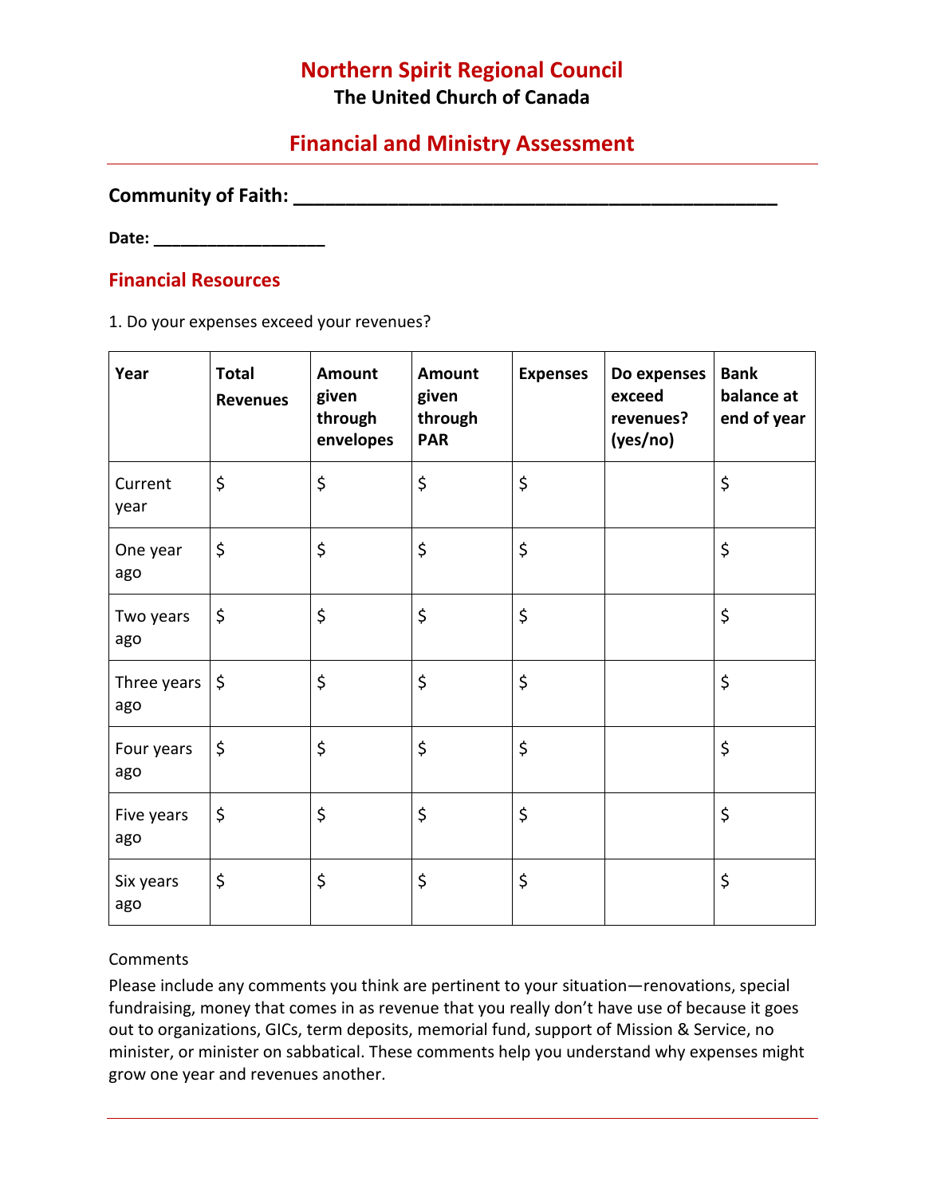# Northern Spirit Regional Council

The United Church of Canada

## Financial and Ministry Assessment

**Community of Faith: ___________________________________________**

**Date: __________________**

## Financial Resources

1. Do your expenses exceed your revenues?

| Year | Total Revenues | Amount given through envelopes | Amount given through PAR | Expenses | Do expenses exceed revenues? (yes/no) | Bank balance at end of year |
|---|---|---|---|---|---|---|
| Current year | $ | $ | $ | $ | | $ |
| One year ago | $ | $ | $ | $ | | $ |
| Two years ago | $ | $ | $ | $ | | $ |
| Three years ago | $ | $ | $ | $ | | $ |
| Four years ago | $ | $ | $ | $ | | $ |
| Five years ago | $ | $ | $ | $ | | $ |
| Six years ago | $ | $ | $ | $ | | $ |

Comments

Please include any comments you think are pertinent to your situation—renovations, special fundraising, money that comes in as revenue that you really don't have use of because it goes out to organizations, GICs, term deposits, memorial fund, support of Mission & Service, no minister, or minister on sabbatical. These comments help you understand why expenses might grow one year and revenues another.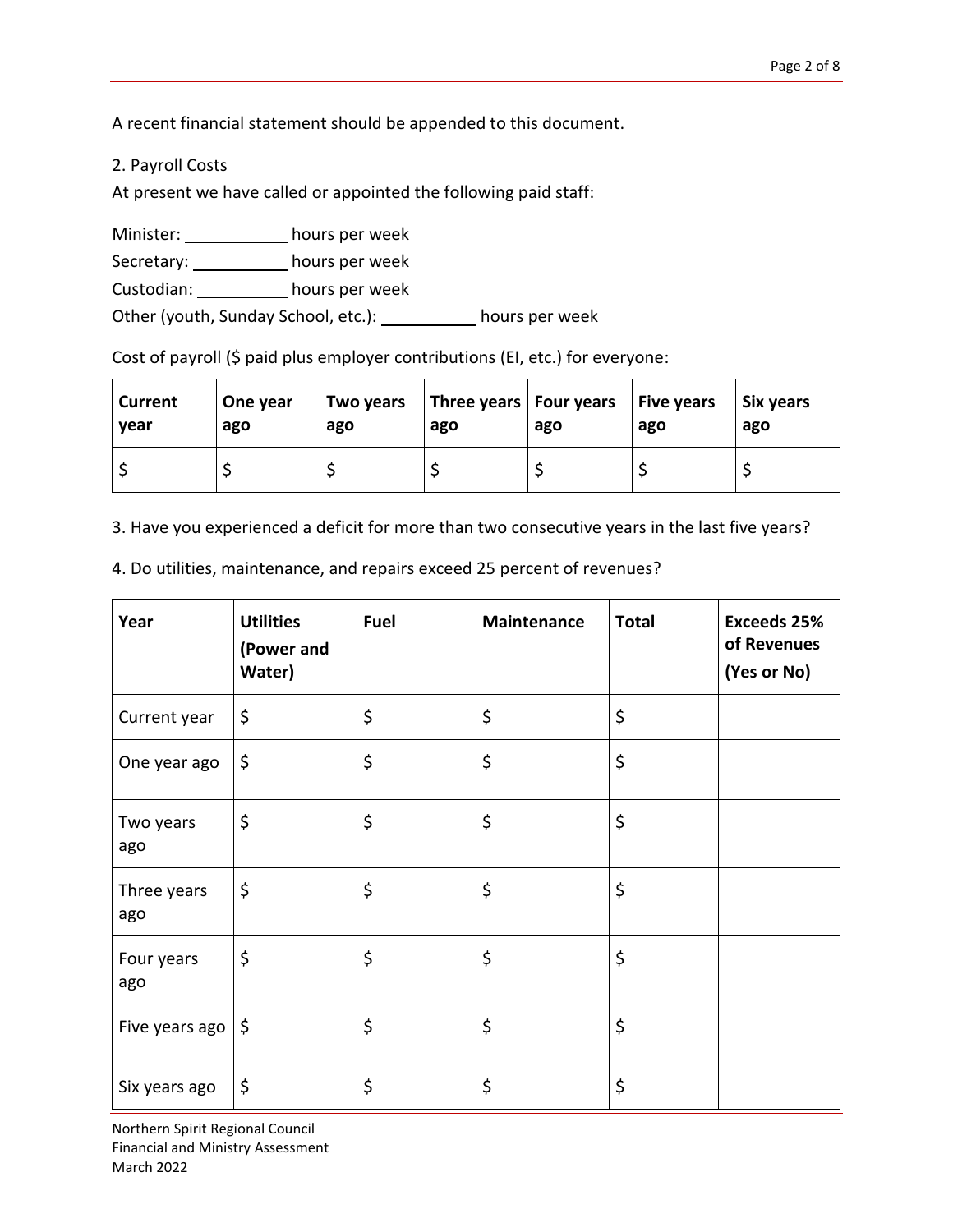A recent financial statement should be appended to this document.

2. Payroll Costs

At present we have called or appointed the following paid staff:

Minister: ___________ hours per week

Secretary: ___________ hours per week

Custodian: __________ hours per week

Other (youth, Sunday School, etc.): __________ hours per week

Cost of payroll ($ paid plus employer contributions (EI, etc.) for everyone:

| **Current year** | **One year ago** | **Two years ago** | **Three years ago** | **Four years ago** | **Five years ago** | **Six years ago** |
|---|---|---|---|---|---|---|
| $ | $ | $ | $ | $ | $ | $ |

3. Have you experienced a deficit for more than two consecutive years in the last five years?

4. Do utilities, maintenance, and repairs exceed 25 percent of revenues?

| **Year** | **Utilities (Power and Water)** | **Fuel** | **Maintenance** | **Total** | **Exceeds 25% of Revenues (Yes or No)** |
|---|---|---|---|---|---|
| Current year | $ | $ | $ | $ | |
| One year ago | $ | $ | $ | $ | |
| Two years ago | $ | $ | $ | $ | |
| Three years ago | $ | $ | $ | $ | |
| Four years ago | $ | $ | $ | $ | |
| Five years ago | $ | $ | $ | $ | |
| Six years ago | $ | $ | $ | $ | |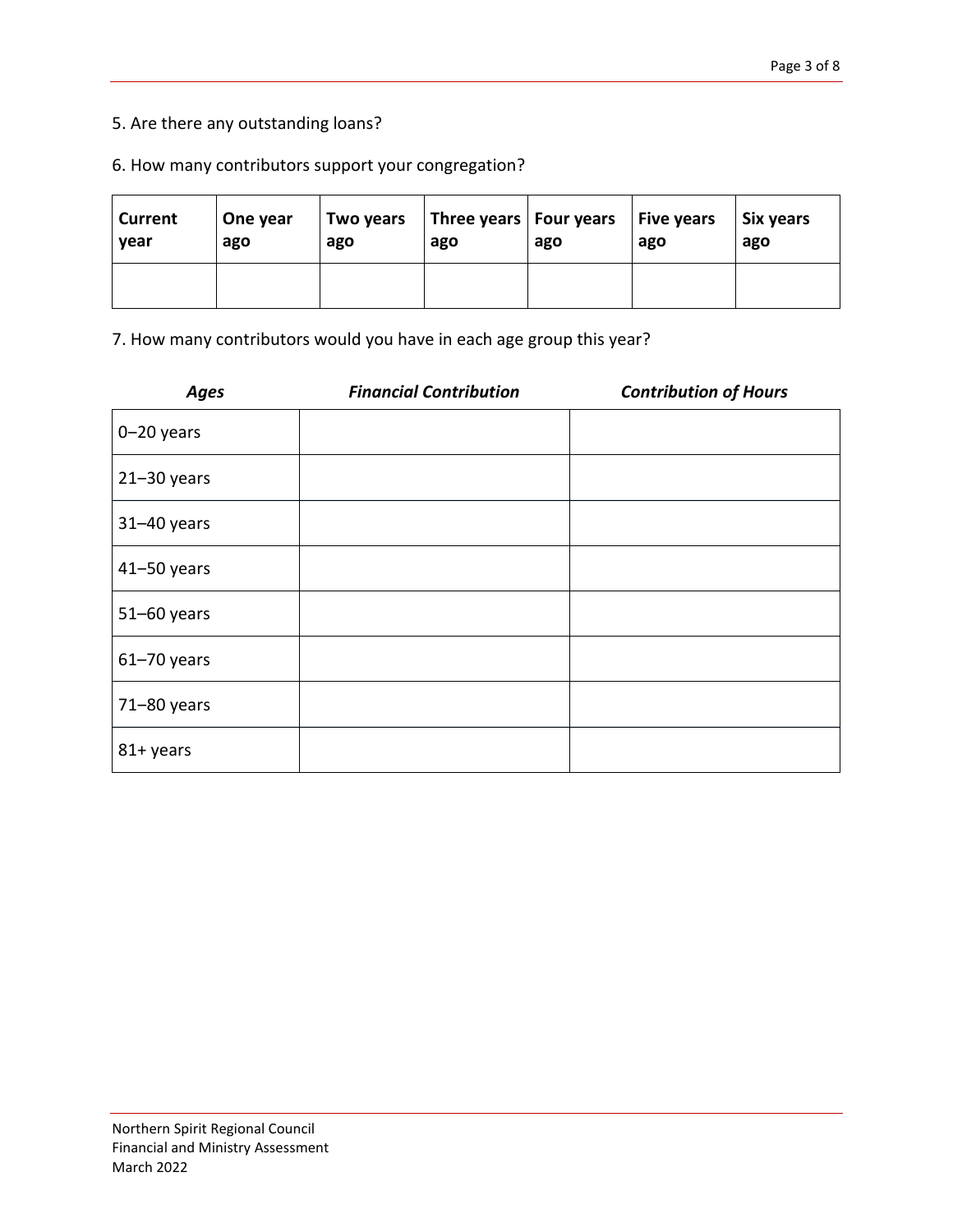5. Are there any outstanding loans?

6. How many contributors support your congregation?

| **Current year** | **One year ago** | **Two years ago** | **Three years ago** | **Four years ago** | **Five years ago** | **Six years ago** |
|---|---|---|---|---|---|---|
| | | | | | | |

7. How many contributors would you have in each age group this year?

| ***Ages*** | ***Financial Contribution*** | ***Contribution of Hours*** |
|---|---|---|
| 0–20 years | | |
| 21–30 years | | |
| 31–40 years | | |
| 41–50 years | | |
| 51–60 years | | |
| 61–70 years | | |
| 71–80 years | | |
| 81+ years | | |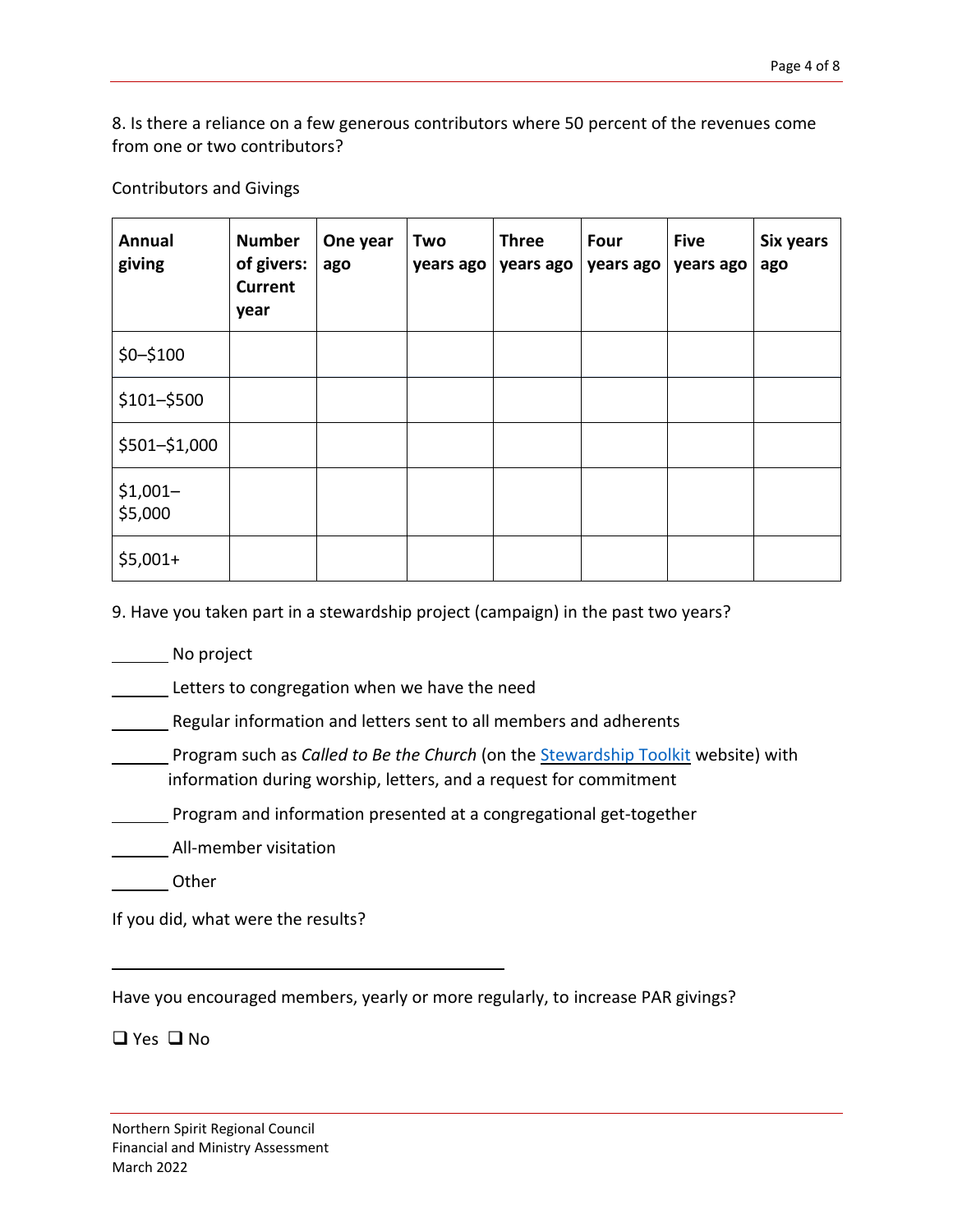8. Is there a reliance on a few generous contributors where 50 percent of the revenues come from one or two contributors?

Contributors and Givings

| Annual giving | Number of givers: Current year | One year ago | Two years ago | Three years ago | Four years ago | Five years ago | Six years ago |
|---|---|---|---|---|---|---|---|
| $0–$100 | | | | | | | |
| $101–$500 | | | | | | | |
| $501–$1,000 | | | | | | | |
| $1,001–$5,000 | | | | | | | |
| $5,001+ | | | | | | | |

9. Have you taken part in a stewardship project (campaign) in the past two years?

______ No project

______ Letters to congregation when we have the need

______ Regular information and letters sent to all members and adherents

______ Program such as *Called to Be the Church* (on the Stewardship Toolkit website) with information during worship, letters, and a request for commitment

______ Program and information presented at a congregational get-together

______ All-member visitation

______ Other

If you did, what were the results?

________________________________________

Have you encouraged members, yearly or more regularly, to increase PAR givings?

❑ Yes ❑ No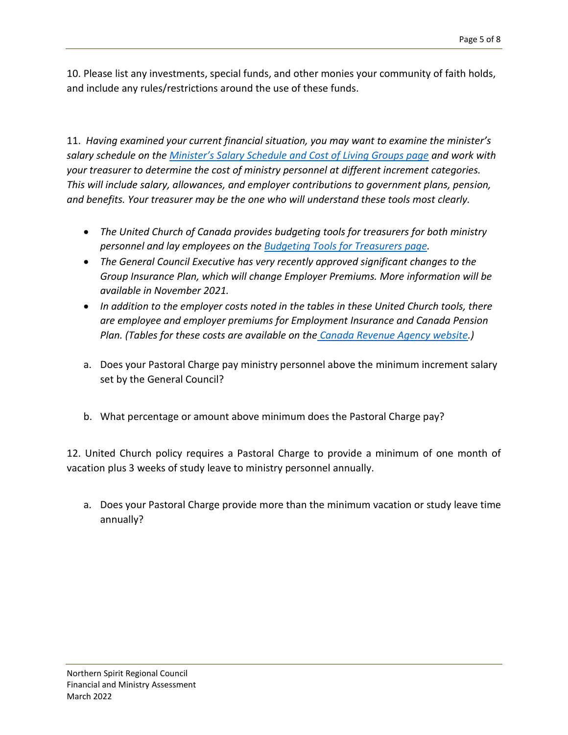10. Please list any investments, special funds, and other monies your community of faith holds, and include any rules/restrictions around the use of these funds.

11. *Having examined your current financial situation, you may want to examine the minister's salary schedule on the [Minister's Salary Schedule and Cost of Living Groups page](#) and work with your treasurer to determine the cost of ministry personnel at different increment categories. This will include salary, allowances, and employer contributions to government plans, pension, and benefits. Your treasurer may be the one who will understand these tools most clearly.*

- *The United Church of Canada provides budgeting tools for treasurers for both ministry personnel and lay employees on the [Budgeting Tools for Treasurers page](#).*
- *The General Council Executive has very recently approved significant changes to the Group Insurance Plan, which will change Employer Premiums. More information will be available in November 2021.*
- *In addition to the employer costs noted in the tables in these United Church tools, there are employee and employer premiums for Employment Insurance and Canada Pension Plan. (Tables for these costs are available on the [Canada Revenue Agency website](#).)*

a. Does your Pastoral Charge pay ministry personnel above the minimum increment salary set by the General Council?

b. What percentage or amount above minimum does the Pastoral Charge pay?

12. United Church policy requires a Pastoral Charge to provide a minimum of one month of vacation plus 3 weeks of study leave to ministry personnel annually.

a. Does your Pastoral Charge provide more than the minimum vacation or study leave time annually?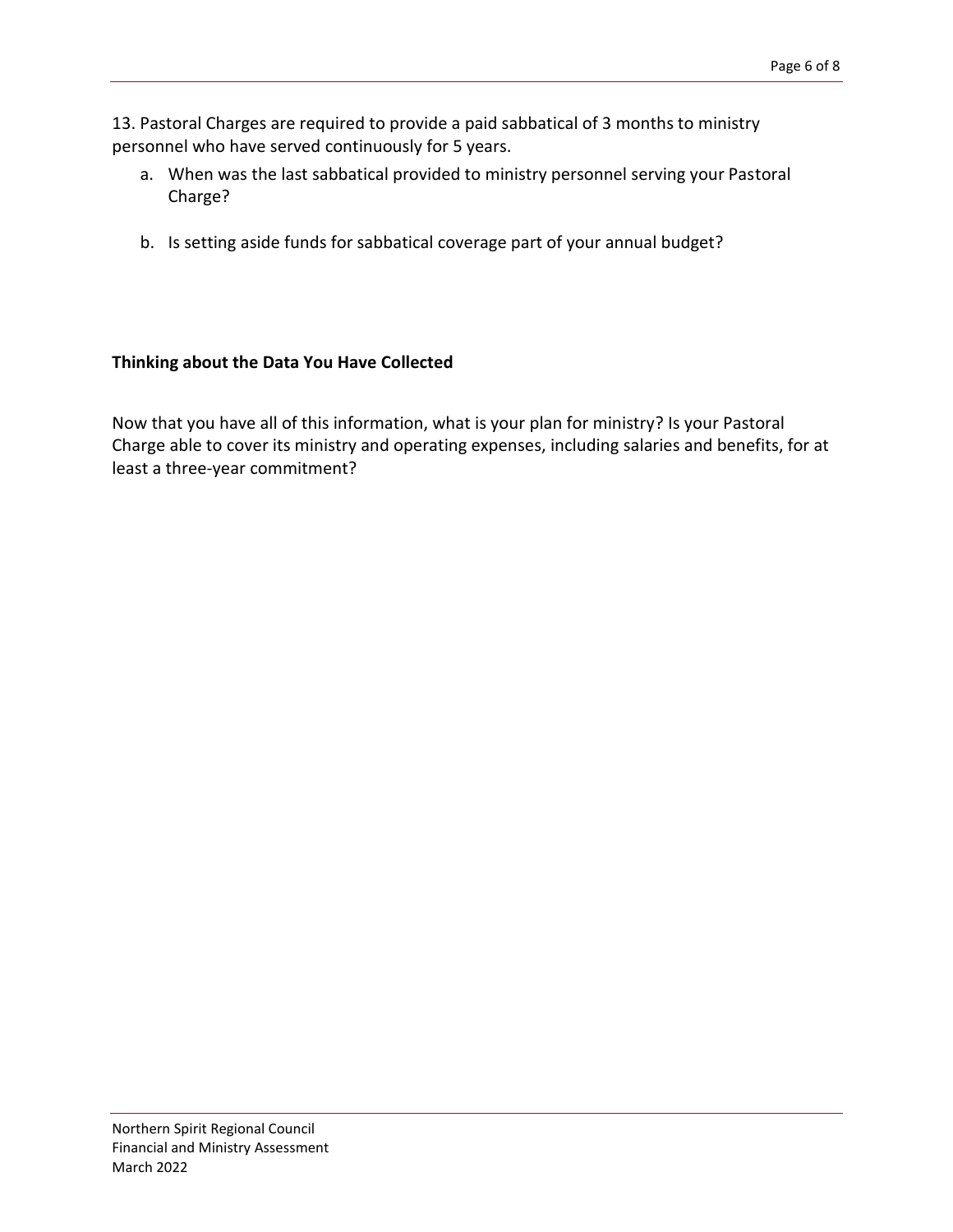13. Pastoral Charges are required to provide a paid sabbatical of 3 months to ministry personnel who have served continuously for 5 years.

a. When was the last sabbatical provided to ministry personnel serving your Pastoral Charge?

b. Is setting aside funds for sabbatical coverage part of your annual budget?

**Thinking about the Data You Have Collected**

Now that you have all of this information, what is your plan for ministry? Is your Pastoral Charge able to cover its ministry and operating expenses, including salaries and benefits, for at least a three-year commitment?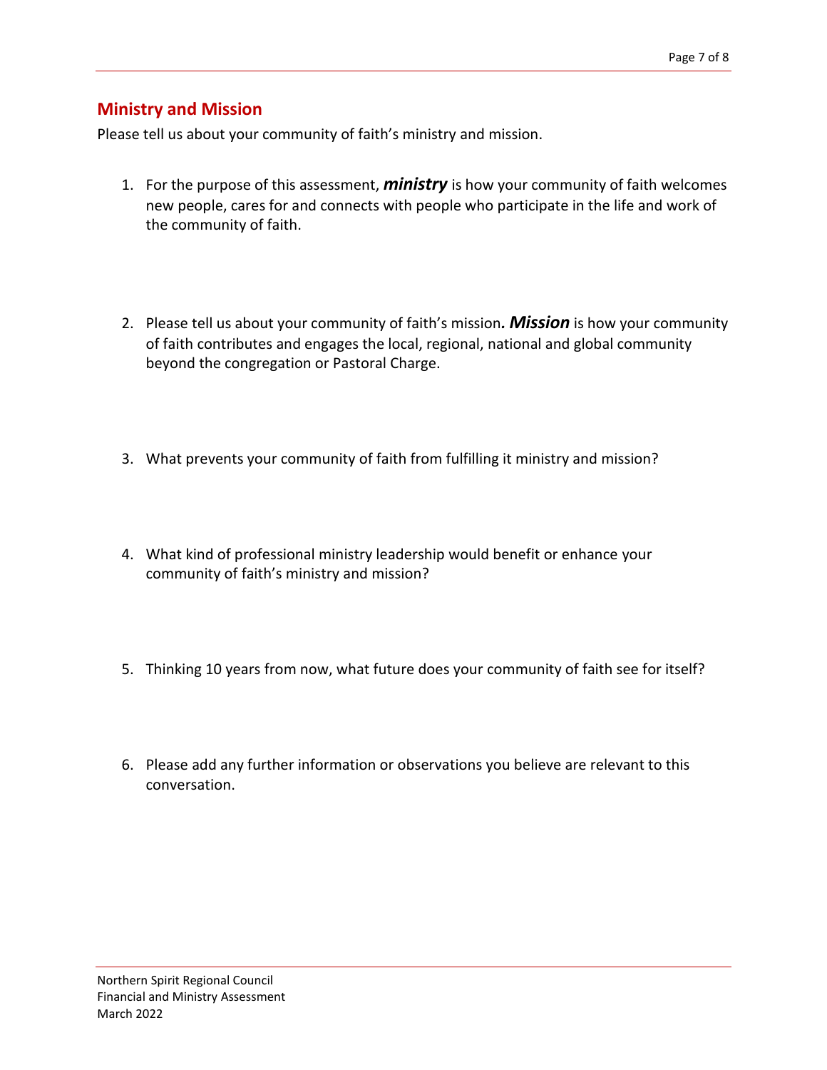## Ministry and Mission

Please tell us about your community of faith's ministry and mission.

1. For the purpose of this assessment, ***ministry*** is how your community of faith welcomes new people, cares for and connects with people who participate in the life and work of the community of faith.

2. Please tell us about your community of faith's mission***. Mission*** is how your community of faith contributes and engages the local, regional, national and global community beyond the congregation or Pastoral Charge.

3. What prevents your community of faith from fulfilling it ministry and mission?

4. What kind of professional ministry leadership would benefit or enhance your community of faith's ministry and mission?

5. Thinking 10 years from now, what future does your community of faith see for itself?

6. Please add any further information or observations you believe are relevant to this conversation.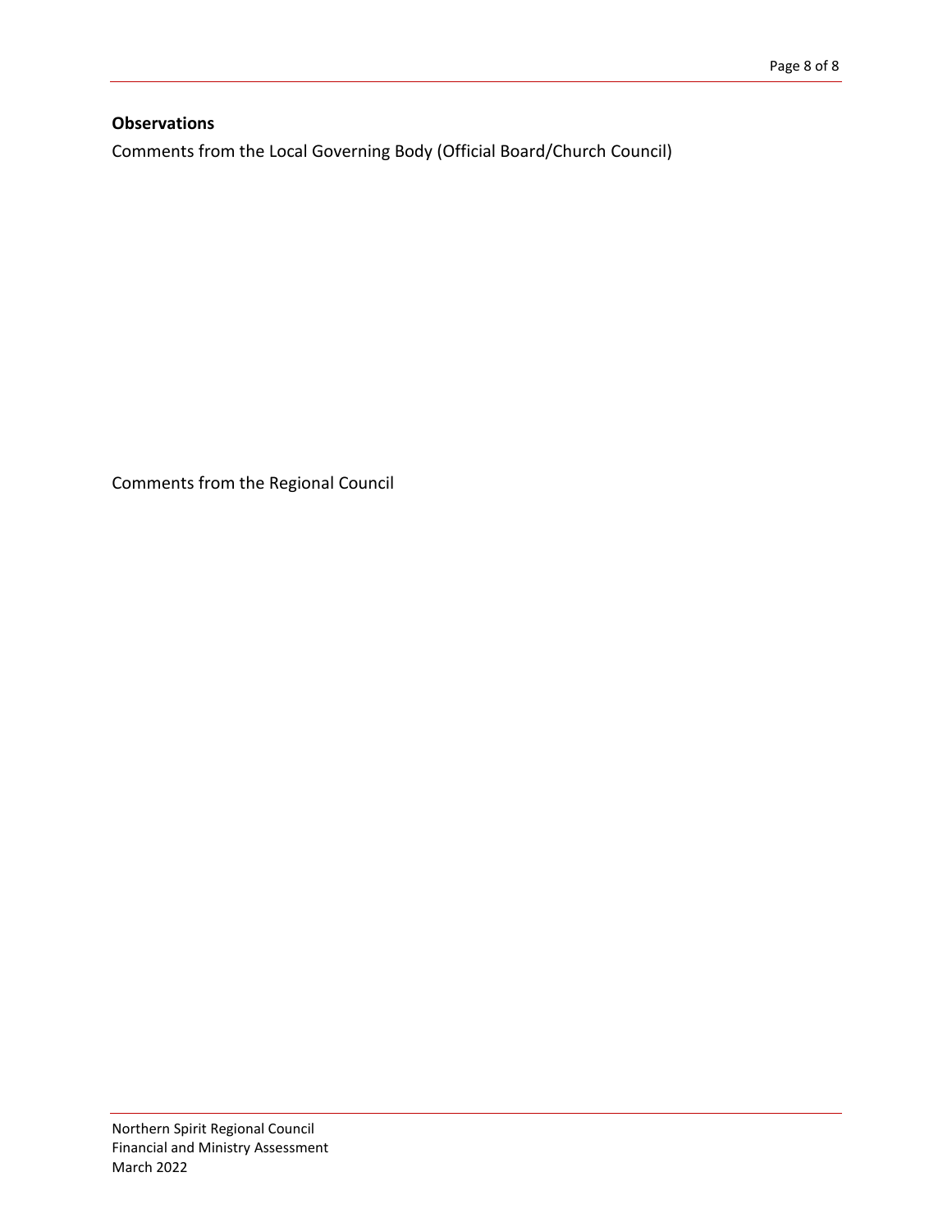**Observations**

Comments from the Local Governing Body (Official Board/Church Council)

Comments from the Regional Council